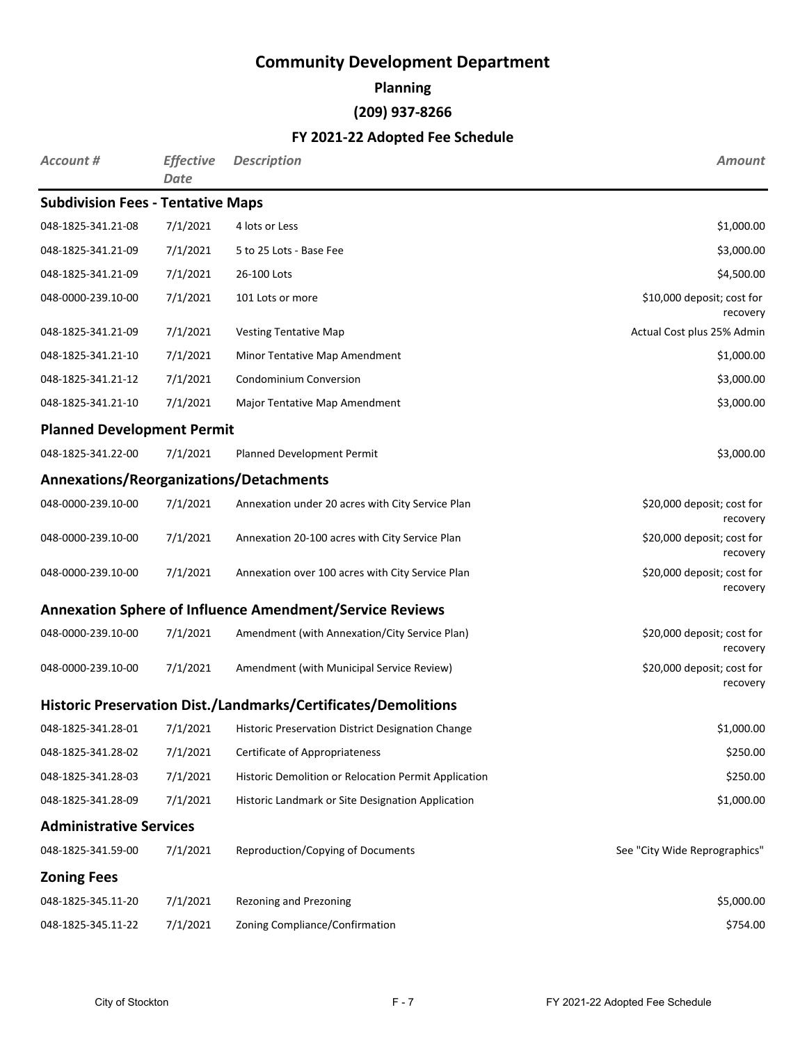# Community Development Department

## Planning

## (209) 937-8266

## FY 2021-22 Adopted Fee Schedule

| *Account #* | *Effective Date* | *Description* | *Amount* |
|---|---|---|---|
| **Subdivision Fees - Tentative Maps** | | | |
| 048-1825-341.21-08 | 7/1/2021 | 4 lots or Less | $1,000.00 |
| 048-1825-341.21-09 | 7/1/2021 | 5 to 25 Lots - Base Fee | $3,000.00 |
| 048-1825-341.21-09 | 7/1/2021 | 26-100 Lots | $4,500.00 |
| 048-0000-239.10-00 | 7/1/2021 | 101 Lots or more | $10,000 deposit; cost for recovery |
| 048-1825-341.21-09 | 7/1/2021 | Vesting Tentative Map | Actual Cost plus 25% Admin |
| 048-1825-341.21-10 | 7/1/2021 | Minor Tentative Map Amendment | $1,000.00 |
| 048-1825-341.21-12 | 7/1/2021 | Condominium Conversion | $3,000.00 |
| 048-1825-341.21-10 | 7/1/2021 | Major Tentative Map Amendment | $3,000.00 |
| **Planned Development Permit** | | | |
| 048-1825-341.22-00 | 7/1/2021 | Planned Development Permit | $3,000.00 |
| **Annexations/Reorganizations/Detachments** | | | |
| 048-0000-239.10-00 | 7/1/2021 | Annexation under 20 acres with City Service Plan | $20,000 deposit; cost for recovery |
| 048-0000-239.10-00 | 7/1/2021 | Annexation 20-100 acres with City Service Plan | $20,000 deposit; cost for recovery |
| 048-0000-239.10-00 | 7/1/2021 | Annexation over 100 acres with City Service Plan | $20,000 deposit; cost for recovery |
| **Annexation Sphere of Influence Amendment/Service Reviews** | | | |
| 048-0000-239.10-00 | 7/1/2021 | Amendment (with Annexation/City Service Plan) | $20,000 deposit; cost for recovery |
| 048-0000-239.10-00 | 7/1/2021 | Amendment (with Municipal Service Review) | $20,000 deposit; cost for recovery |
| **Historic Preservation Dist./Landmarks/Certificates/Demolitions** | | | |
| 048-1825-341.28-01 | 7/1/2021 | Historic Preservation District Designation Change | $1,000.00 |
| 048-1825-341.28-02 | 7/1/2021 | Certificate of Appropriateness | $250.00 |
| 048-1825-341.28-03 | 7/1/2021 | Historic Demolition or Relocation Permit Application | $250.00 |
| 048-1825-341.28-09 | 7/1/2021 | Historic Landmark or Site Designation Application | $1,000.00 |
| **Administrative Services** | | | |
| 048-1825-341.59-00 | 7/1/2021 | Reproduction/Copying of Documents | See "City Wide Reprographics" |
| **Zoning Fees** | | | |
| 048-1825-345.11-20 | 7/1/2021 | Rezoning and Prezoning | $5,000.00 |
| 048-1825-345.11-22 | 7/1/2021 | Zoning Compliance/Confirmation | $754.00 |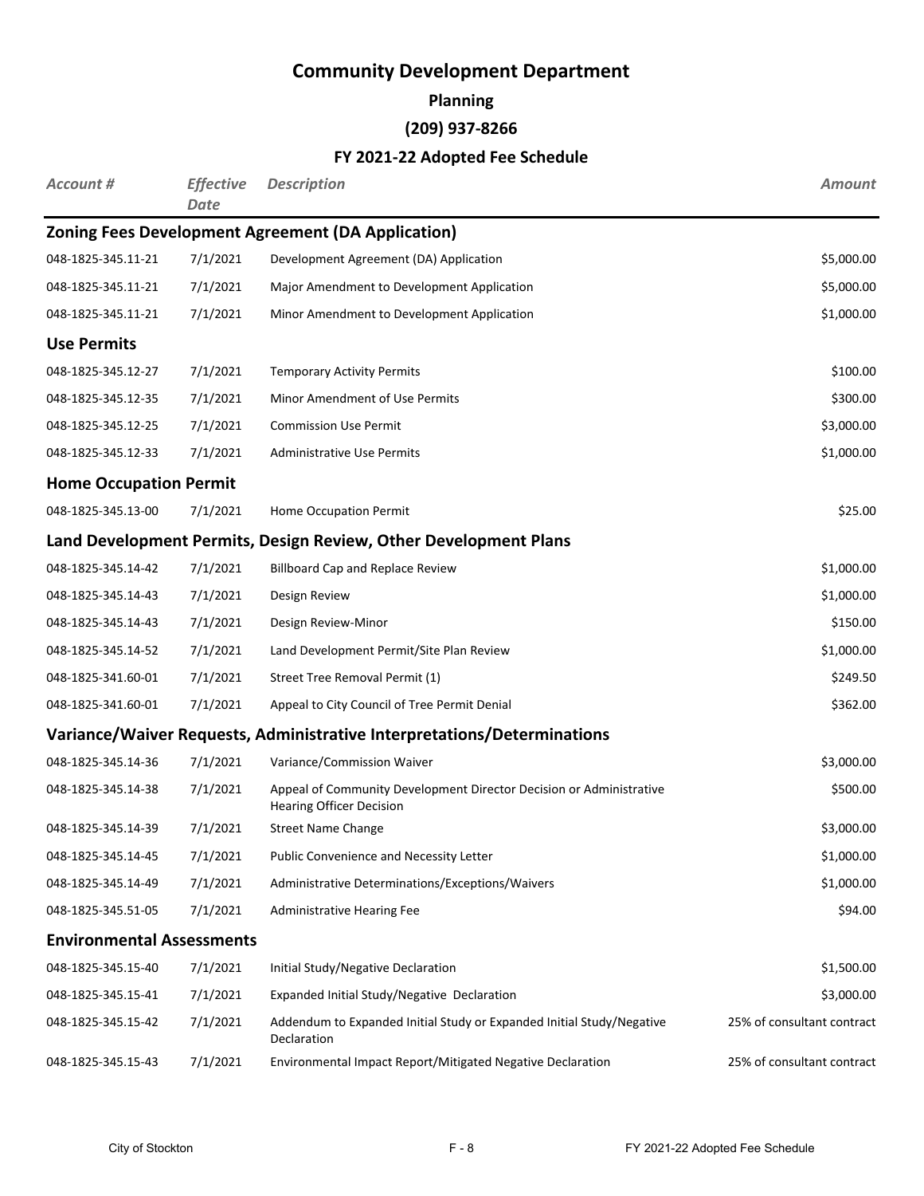# Community Development Department

## Planning

## (209) 937-8266

## FY 2021-22 Adopted Fee Schedule

| *Account #* | *Effective Date* | *Description* | *Amount* |
|---|---|---|---|
| **Zoning Fees Development Agreement (DA Application)** | | | |
| 048-1825-345.11-21 | 7/1/2021 | Development Agreement (DA) Application | $5,000.00 |
| 048-1825-345.11-21 | 7/1/2021 | Major Amendment to Development Application | $5,000.00 |
| 048-1825-345.11-21 | 7/1/2021 | Minor Amendment to Development Application | $1,000.00 |
| **Use Permits** | | | |
| 048-1825-345.12-27 | 7/1/2021 | Temporary Activity Permits | $100.00 |
| 048-1825-345.12-35 | 7/1/2021 | Minor Amendment of Use Permits | $300.00 |
| 048-1825-345.12-25 | 7/1/2021 | Commission Use Permit | $3,000.00 |
| 048-1825-345.12-33 | 7/1/2021 | Administrative Use Permits | $1,000.00 |
| **Home Occupation Permit** | | | |
| 048-1825-345.13-00 | 7/1/2021 | Home Occupation Permit | $25.00 |
| **Land Development Permits, Design Review, Other Development Plans** | | | |
| 048-1825-345.14-42 | 7/1/2021 | Billboard Cap and Replace Review | $1,000.00 |
| 048-1825-345.14-43 | 7/1/2021 | Design Review | $1,000.00 |
| 048-1825-345.14-43 | 7/1/2021 | Design Review-Minor | $150.00 |
| 048-1825-345.14-52 | 7/1/2021 | Land Development Permit/Site Plan Review | $1,000.00 |
| 048-1825-341.60-01 | 7/1/2021 | Street Tree Removal Permit (1) | $249.50 |
| 048-1825-341.60-01 | 7/1/2021 | Appeal to City Council of Tree Permit Denial | $362.00 |
| **Variance/Waiver Requests, Administrative Interpretations/Determinations** | | | |
| 048-1825-345.14-36 | 7/1/2021 | Variance/Commission Waiver | $3,000.00 |
| 048-1825-345.14-38 | 7/1/2021 | Appeal of Community Development Director Decision or Administrative Hearing Officer Decision | $500.00 |
| 048-1825-345.14-39 | 7/1/2021 | Street Name Change | $3,000.00 |
| 048-1825-345.14-45 | 7/1/2021 | Public Convenience and Necessity Letter | $1,000.00 |
| 048-1825-345.14-49 | 7/1/2021 | Administrative Determinations/Exceptions/Waivers | $1,000.00 |
| 048-1825-345.51-05 | 7/1/2021 | Administrative Hearing Fee | $94.00 |
| **Environmental Assessments** | | | |
| 048-1825-345.15-40 | 7/1/2021 | Initial Study/Negative Declaration | $1,500.00 |
| 048-1825-345.15-41 | 7/1/2021 | Expanded Initial Study/Negative Declaration | $3,000.00 |
| 048-1825-345.15-42 | 7/1/2021 | Addendum to Expanded Initial Study or Expanded Initial Study/Negative Declaration | 25% of consultant contract |
| 048-1825-345.15-43 | 7/1/2021 | Environmental Impact Report/Mitigated Negative Declaration | 25% of consultant contract |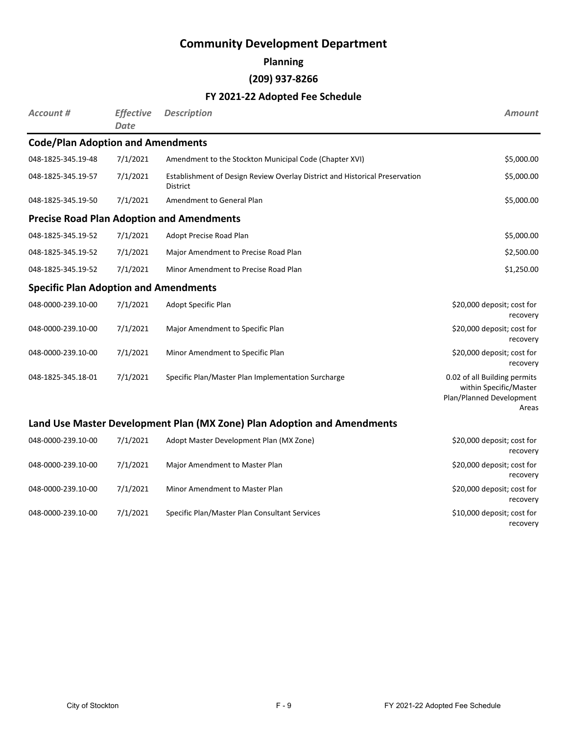# Community Development Department

## Planning

## (209) 937-8266

## FY 2021-22 Adopted Fee Schedule

| *Account #* | *Effective Date* | *Description* | *Amount* |
|---|---|---|---|
| **Code/Plan Adoption and Amendments** | | | |
| 048-1825-345.19-48 | 7/1/2021 | Amendment to the Stockton Municipal Code (Chapter XVI) | $5,000.00 |
| 048-1825-345.19-57 | 7/1/2021 | Establishment of Design Review Overlay District and Historical Preservation District | $5,000.00 |
| 048-1825-345.19-50 | 7/1/2021 | Amendment to General Plan | $5,000.00 |
| **Precise Road Plan Adoption and Amendments** | | | |
| 048-1825-345.19-52 | 7/1/2021 | Adopt Precise Road Plan | $5,000.00 |
| 048-1825-345.19-52 | 7/1/2021 | Major Amendment to Precise Road Plan | $2,500.00 |
| 048-1825-345.19-52 | 7/1/2021 | Minor Amendment to Precise Road Plan | $1,250.00 |
| **Specific Plan Adoption and Amendments** | | | |
| 048-0000-239.10-00 | 7/1/2021 | Adopt Specific Plan | $20,000 deposit; cost for recovery |
| 048-0000-239.10-00 | 7/1/2021 | Major Amendment to Specific Plan | $20,000 deposit; cost for recovery |
| 048-0000-239.10-00 | 7/1/2021 | Minor Amendment to Specific Plan | $20,000 deposit; cost for recovery |
| 048-1825-345.18-01 | 7/1/2021 | Specific Plan/Master Plan Implementation Surcharge | 0.02 of all Building permits within Specific/Master Plan/Planned Development Areas |
| **Land Use Master Development Plan (MX Zone) Plan Adoption and Amendments** | | | |
| 048-0000-239.10-00 | 7/1/2021 | Adopt Master Development Plan (MX Zone) | $20,000 deposit; cost for recovery |
| 048-0000-239.10-00 | 7/1/2021 | Major Amendment to Master Plan | $20,000 deposit; cost for recovery |
| 048-0000-239.10-00 | 7/1/2021 | Minor Amendment to Master Plan | $20,000 deposit; cost for recovery |
| 048-0000-239.10-00 | 7/1/2021 | Specific Plan/Master Plan Consultant Services | $10,000 deposit; cost for recovery |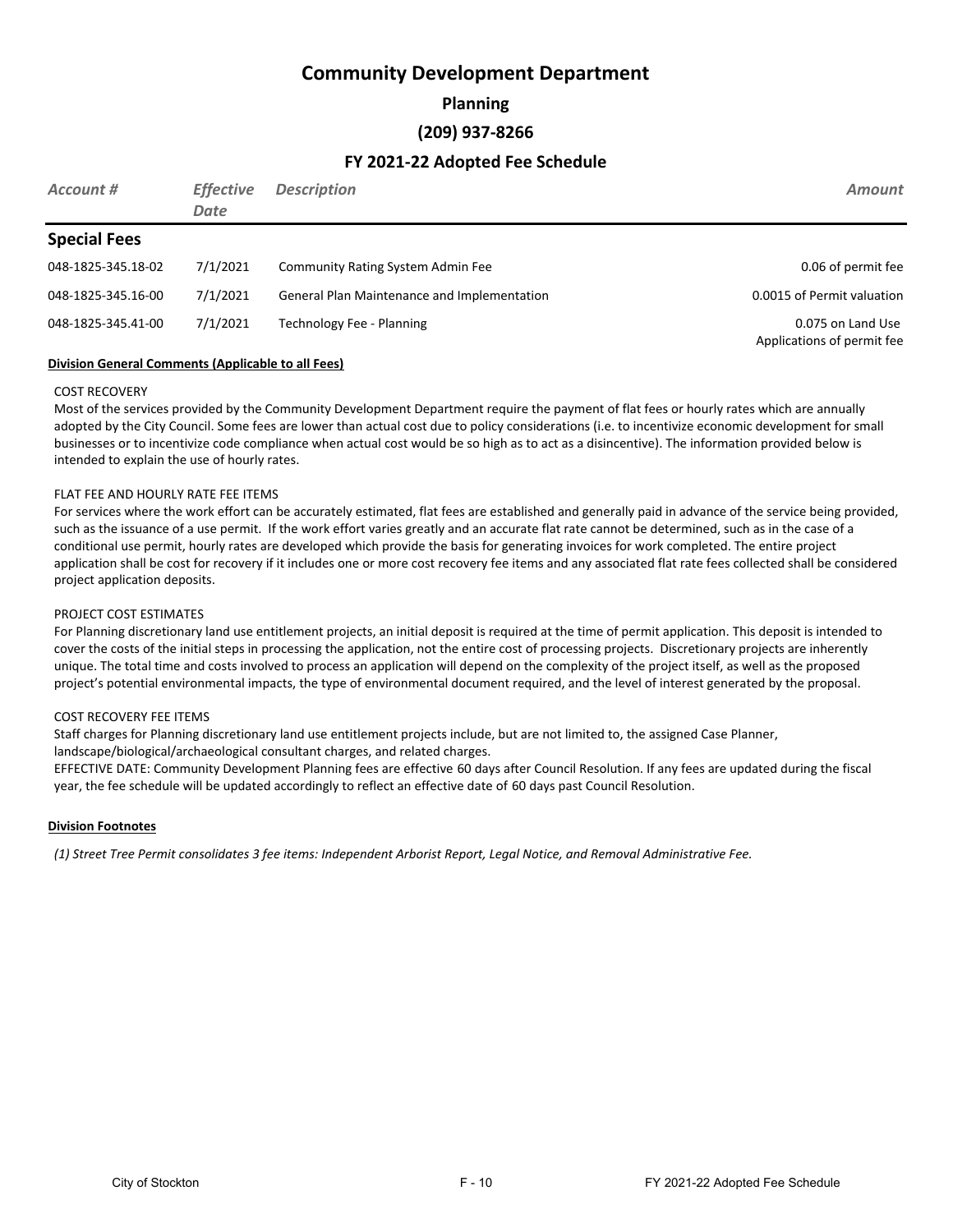# Community Development Department

## Planning

## (209) 937-8266

## FY 2021-22 Adopted Fee Schedule

| *Account #* | *Effective Date* | *Description* | *Amount* |
|---|---|---|---|
| **Special Fees** | | | |
| 048-1825-345.18-02 | 7/1/2021 | Community Rating System Admin Fee | 0.06 of permit fee |
| 048-1825-345.16-00 | 7/1/2021 | General Plan Maintenance and Implementation | 0.0015 of Permit valuation |
| 048-1825-345.41-00 | 7/1/2021 | Technology Fee - Planning | 0.075 on Land Use Applications of permit fee |

**Division General Comments (Applicable to all Fees)**

COST RECOVERY

Most of the services provided by the Community Development Department require the payment of flat fees or hourly rates which are annually adopted by the City Council. Some fees are lower than actual cost due to policy considerations (i.e. to incentivize economic development for small businesses or to incentivize code compliance when actual cost would be so high as to act as a disincentive). The information provided below is intended to explain the use of hourly rates.

FLAT FEE AND HOURLY RATE FEE ITEMS

For services where the work effort can be accurately estimated, flat fees are established and generally paid in advance of the service being provided, such as the issuance of a use permit. If the work effort varies greatly and an accurate flat rate cannot be determined, such as in the case of a conditional use permit, hourly rates are developed which provide the basis for generating invoices for work completed. The entire project application shall be cost for recovery if it includes one or more cost recovery fee items and any associated flat rate fees collected shall be considered project application deposits.

PROJECT COST ESTIMATES

For Planning discretionary land use entitlement projects, an initial deposit is required at the time of permit application. This deposit is intended to cover the costs of the initial steps in processing the application, not the entire cost of processing projects. Discretionary projects are inherently unique. The total time and costs involved to process an application will depend on the complexity of the project itself, as well as the proposed project's potential environmental impacts, the type of environmental document required, and the level of interest generated by the proposal.

COST RECOVERY FEE ITEMS

Staff charges for Planning discretionary land use entitlement projects include, but are not limited to, the assigned Case Planner, landscape/biological/archaeological consultant charges, and related charges.

EFFECTIVE DATE: Community Development Planning fees are effective 60 days after Council Resolution. If any fees are updated during the fiscal year, the fee schedule will be updated accordingly to reflect an effective date of 60 days past Council Resolution.

**Division Footnotes**

*(1) Street Tree Permit consolidates 3 fee items: Independent Arborist Report, Legal Notice, and Removal Administrative Fee.*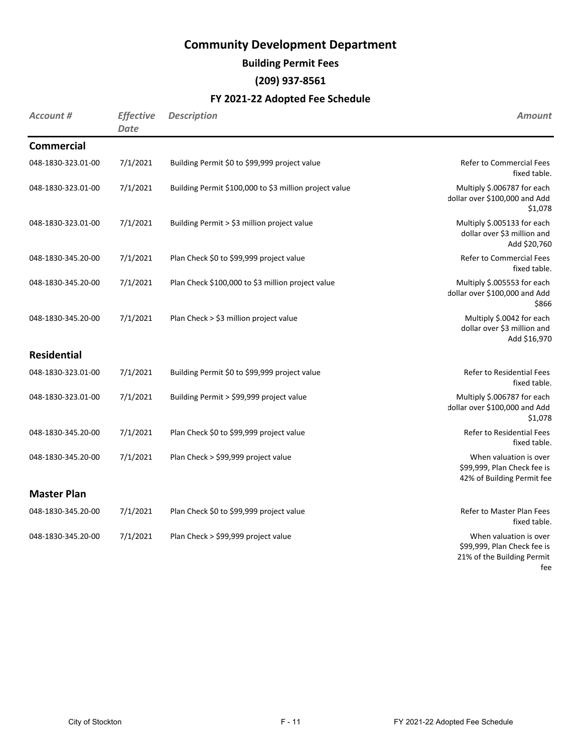# Community Development Department

## Building Permit Fees

### (209) 937-8561

### FY 2021-22 Adopted Fee Schedule

| *Account #* | *Effective Date* | *Description* | *Amount* |
|---|---|---|---|
| **Commercial** | | | |
| 048-1830-323.01-00 | 7/1/2021 | Building Permit $0 to $99,999 project value | Refer to Commercial Fees fixed table. |
| 048-1830-323.01-00 | 7/1/2021 | Building Permit $100,000 to $3 million project value | Multiply $.006787 for each dollar over $100,000 and Add $1,078 |
| 048-1830-323.01-00 | 7/1/2021 | Building Permit > $3 million project value | Multiply $.005133 for each dollar over $3 million and Add $20,760 |
| 048-1830-345.20-00 | 7/1/2021 | Plan Check $0 to $99,999 project value | Refer to Commercial Fees fixed table. |
| 048-1830-345.20-00 | 7/1/2021 | Plan Check $100,000 to $3 million project value | Multiply $.005553 for each dollar over $100,000 and Add $866 |
| 048-1830-345.20-00 | 7/1/2021 | Plan Check > $3 million project value | Multiply $.0042 for each dollar over $3 million and Add $16,970 |
| **Residential** | | | |
| 048-1830-323.01-00 | 7/1/2021 | Building Permit $0 to $99,999 project value | Refer to Residential Fees fixed table. |
| 048-1830-323.01-00 | 7/1/2021 | Building Permit > $99,999 project value | Multiply $.006787 for each dollar over $100,000 and Add $1,078 |
| 048-1830-345.20-00 | 7/1/2021 | Plan Check $0 to $99,999 project value | Refer to Residential Fees fixed table. |
| 048-1830-345.20-00 | 7/1/2021 | Plan Check > $99,999 project value | When valuation is over $99,999, Plan Check fee is 42% of Building Permit fee |
| **Master Plan** | | | |
| 048-1830-345.20-00 | 7/1/2021 | Plan Check $0 to $99,999 project value | Refer to Master Plan Fees fixed table. |
| 048-1830-345.20-00 | 7/1/2021 | Plan Check > $99,999 project value | When valuation is over $99,999, Plan Check fee is 21% of the Building Permit fee |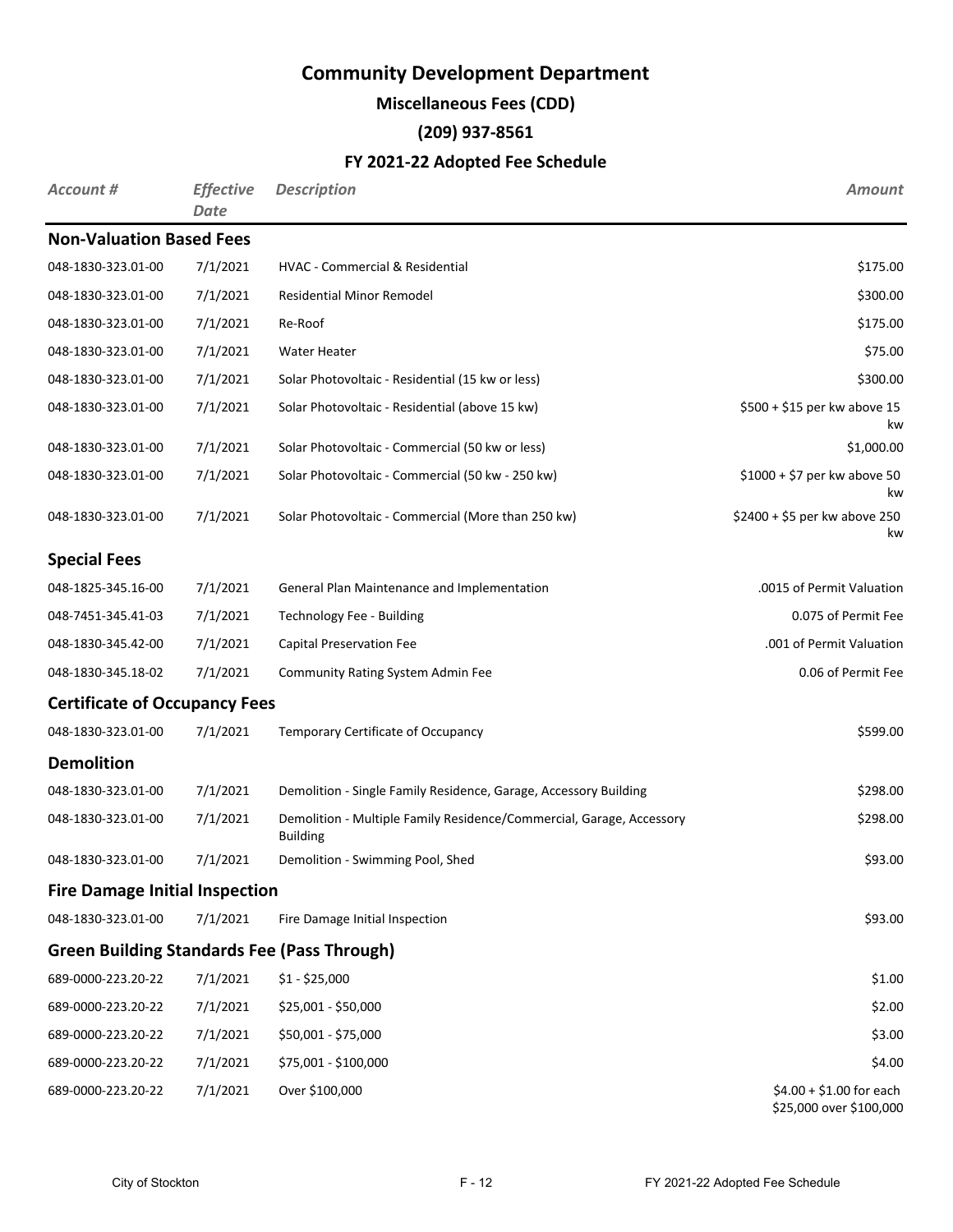# Community Development Department

## Miscellaneous Fees (CDD)

## (209) 937-8561

## FY 2021-22 Adopted Fee Schedule

| *Account #* | *Effective Date* | *Description* | *Amount* |
|---|---|---|---|
| **Non-Valuation Based Fees** | | | |
| 048-1830-323.01-00 | 7/1/2021 | HVAC - Commercial & Residential | $175.00 |
| 048-1830-323.01-00 | 7/1/2021 | Residential Minor Remodel | $300.00 |
| 048-1830-323.01-00 | 7/1/2021 | Re-Roof | $175.00 |
| 048-1830-323.01-00 | 7/1/2021 | Water Heater | $75.00 |
| 048-1830-323.01-00 | 7/1/2021 | Solar Photovoltaic - Residential (15 kw or less) | $300.00 |
| 048-1830-323.01-00 | 7/1/2021 | Solar Photovoltaic - Residential (above 15 kw) | $500 + $15 per kw above 15 kw |
| 048-1830-323.01-00 | 7/1/2021 | Solar Photovoltaic - Commercial (50 kw or less) | $1,000.00 |
| 048-1830-323.01-00 | 7/1/2021 | Solar Photovoltaic - Commercial (50 kw - 250 kw) | $1000 + $7 per kw above 50 kw |
| 048-1830-323.01-00 | 7/1/2021 | Solar Photovoltaic - Commercial (More than 250 kw) | $2400 + $5 per kw above 250 kw |
| **Special Fees** | | | |
| 048-1825-345.16-00 | 7/1/2021 | General Plan Maintenance and Implementation | .0015 of Permit Valuation |
| 048-7451-345.41-03 | 7/1/2021 | Technology Fee - Building | 0.075 of Permit Fee |
| 048-1830-345.42-00 | 7/1/2021 | Capital Preservation Fee | .001 of Permit Valuation |
| 048-1830-345.18-02 | 7/1/2021 | Community Rating System Admin Fee | 0.06 of Permit Fee |
| **Certificate of Occupancy Fees** | | | |
| 048-1830-323.01-00 | 7/1/2021 | Temporary Certificate of Occupancy | $599.00 |
| **Demolition** | | | |
| 048-1830-323.01-00 | 7/1/2021 | Demolition - Single Family Residence, Garage, Accessory Building | $298.00 |
| 048-1830-323.01-00 | 7/1/2021 | Demolition - Multiple Family Residence/Commercial, Garage, Accessory Building | $298.00 |
| 048-1830-323.01-00 | 7/1/2021 | Demolition - Swimming Pool, Shed | $93.00 |
| **Fire Damage Initial Inspection** | | | |
| 048-1830-323.01-00 | 7/1/2021 | Fire Damage Initial Inspection | $93.00 |
| **Green Building Standards Fee (Pass Through)** | | | |
| 689-0000-223.20-22 | 7/1/2021 | $1 - $25,000 | $1.00 |
| 689-0000-223.20-22 | 7/1/2021 | $25,001 - $50,000 | $2.00 |
| 689-0000-223.20-22 | 7/1/2021 | $50,001 - $75,000 | $3.00 |
| 689-0000-223.20-22 | 7/1/2021 | $75,001 - $100,000 | $4.00 |
| 689-0000-223.20-22 | 7/1/2021 | Over $100,000 | $4.00 + $1.00 for each $25,000 over $100,000 |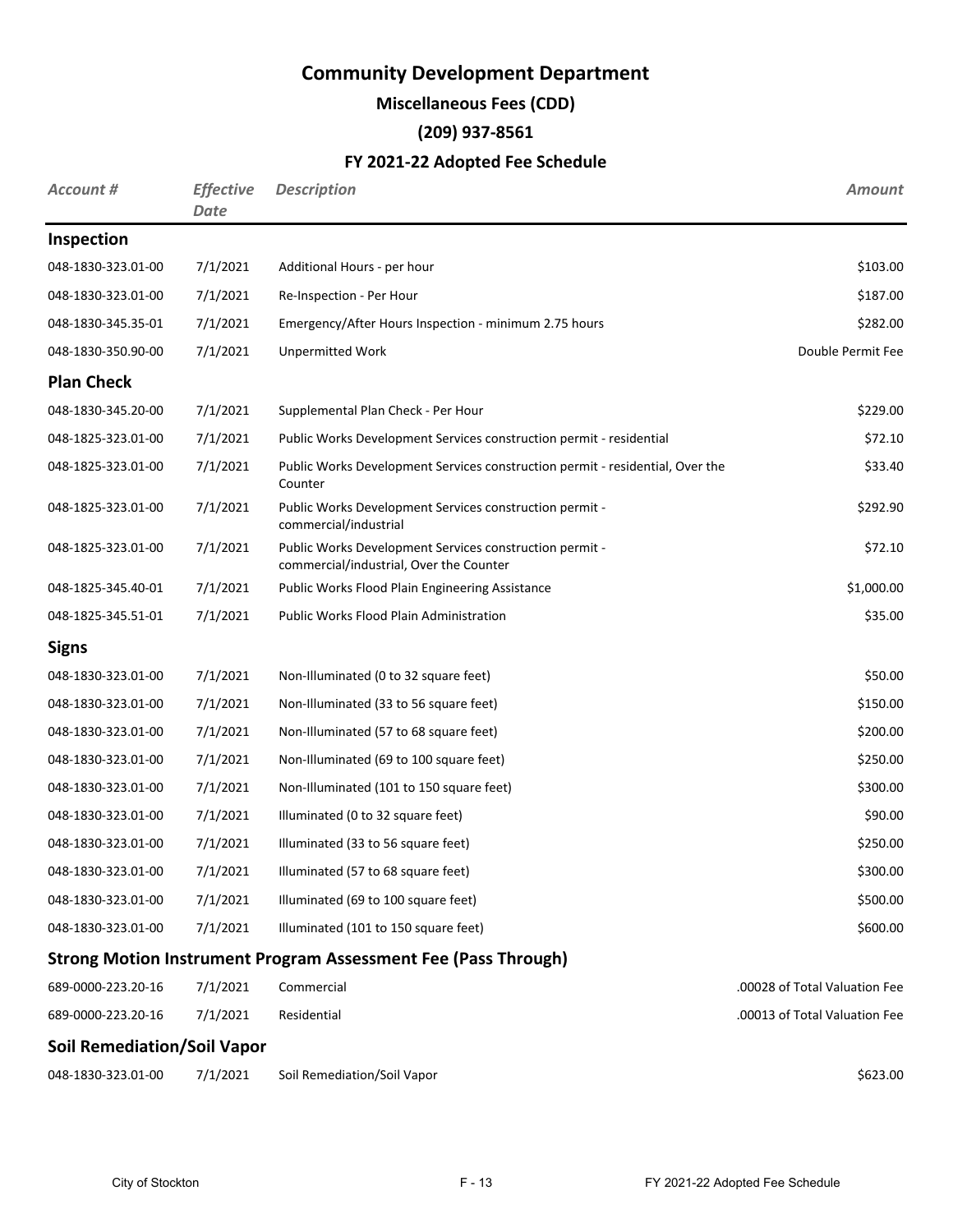# Community Development Department

## Miscellaneous Fees (CDD)

## (209) 937-8561

## FY 2021-22 Adopted Fee Schedule

| *Account #* | *Effective Date* | *Description* | *Amount* |
|---|---|---|---|
| **Inspection** | | | |
| 048-1830-323.01-00 | 7/1/2021 | Additional Hours - per hour | $103.00 |
| 048-1830-323.01-00 | 7/1/2021 | Re-Inspection - Per Hour | $187.00 |
| 048-1830-345.35-01 | 7/1/2021 | Emergency/After Hours Inspection - minimum 2.75 hours | $282.00 |
| 048-1830-350.90-00 | 7/1/2021 | Unpermitted Work | Double Permit Fee |
| **Plan Check** | | | |
| 048-1830-345.20-00 | 7/1/2021 | Supplemental Plan Check - Per Hour | $229.00 |
| 048-1825-323.01-00 | 7/1/2021 | Public Works Development Services construction permit - residential | $72.10 |
| 048-1825-323.01-00 | 7/1/2021 | Public Works Development Services construction permit - residential, Over the Counter | $33.40 |
| 048-1825-323.01-00 | 7/1/2021 | Public Works Development Services construction permit - commercial/industrial | $292.90 |
| 048-1825-323.01-00 | 7/1/2021 | Public Works Development Services construction permit - commercial/industrial, Over the Counter | $72.10 |
| 048-1825-345.40-01 | 7/1/2021 | Public Works Flood Plain Engineering Assistance | $1,000.00 |
| 048-1825-345.51-01 | 7/1/2021 | Public Works Flood Plain Administration | $35.00 |
| **Signs** | | | |
| 048-1830-323.01-00 | 7/1/2021 | Non-Illuminated (0 to 32 square feet) | $50.00 |
| 048-1830-323.01-00 | 7/1/2021 | Non-Illuminated (33 to 56 square feet) | $150.00 |
| 048-1830-323.01-00 | 7/1/2021 | Non-Illuminated (57 to 68 square feet) | $200.00 |
| 048-1830-323.01-00 | 7/1/2021 | Non-Illuminated (69 to 100 square feet) | $250.00 |
| 048-1830-323.01-00 | 7/1/2021 | Non-Illuminated (101 to 150 square feet) | $300.00 |
| 048-1830-323.01-00 | 7/1/2021 | Illuminated (0 to 32 square feet) | $90.00 |
| 048-1830-323.01-00 | 7/1/2021 | Illuminated (33 to 56 square feet) | $250.00 |
| 048-1830-323.01-00 | 7/1/2021 | Illuminated (57 to 68 square feet) | $300.00 |
| 048-1830-323.01-00 | 7/1/2021 | Illuminated (69 to 100 square feet) | $500.00 |
| 048-1830-323.01-00 | 7/1/2021 | Illuminated (101 to 150 square feet) | $600.00 |
| **Strong Motion Instrument Program Assessment Fee (Pass Through)** | | | |
| 689-0000-223.20-16 | 7/1/2021 | Commercial | .00028 of Total Valuation Fee |
| 689-0000-223.20-16 | 7/1/2021 | Residential | .00013 of Total Valuation Fee |
| **Soil Remediation/Soil Vapor** | | | |
| 048-1830-323.01-00 | 7/1/2021 | Soil Remediation/Soil Vapor | $623.00 |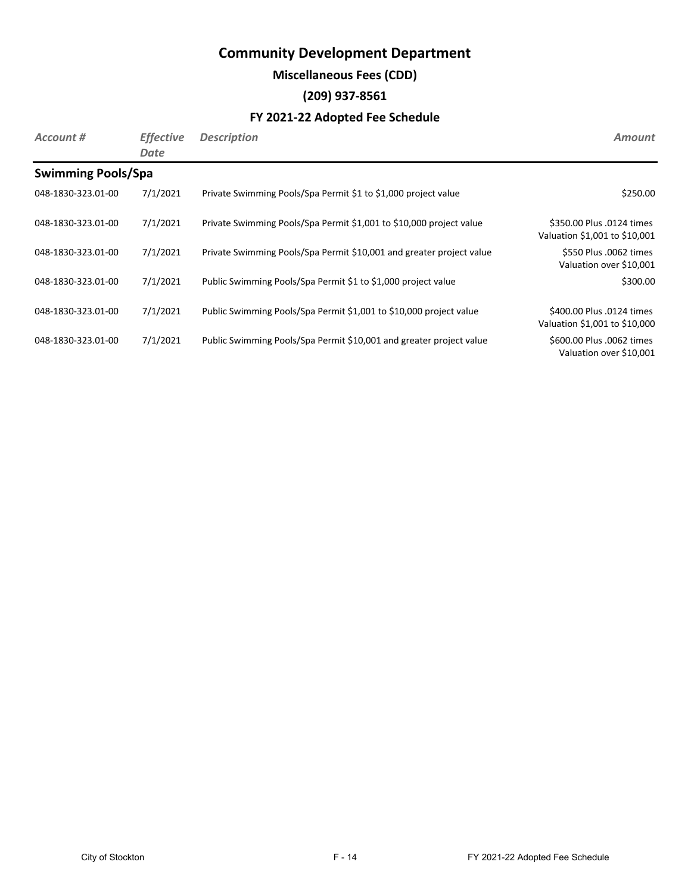# Community Development Department

## Miscellaneous Fees (CDD)

## (209) 937-8561

## FY 2021-22 Adopted Fee Schedule

| *Account #* | *Effective Date* | *Description* | *Amount* |
|---|---|---|---|
| **Swimming Pools/Spa** | | | |
| 048-1830-323.01-00 | 7/1/2021 | Private Swimming Pools/Spa Permit $1 to $1,000 project value | $250.00 |
| 048-1830-323.01-00 | 7/1/2021 | Private Swimming Pools/Spa Permit $1,001 to $10,000 project value | $350.00 Plus .0124 times Valuation $1,001 to $10,001 |
| 048-1830-323.01-00 | 7/1/2021 | Private Swimming Pools/Spa Permit $10,001 and greater project value | $550 Plus .0062 times Valuation over $10,001 |
| 048-1830-323.01-00 | 7/1/2021 | Public Swimming Pools/Spa Permit $1 to $1,000 project value | $300.00 |
| 048-1830-323.01-00 | 7/1/2021 | Public Swimming Pools/Spa Permit $1,001 to $10,000 project value | $400.00 Plus .0124 times Valuation $1,001 to $10,000 |
| 048-1830-323.01-00 | 7/1/2021 | Public Swimming Pools/Spa Permit $10,001 and greater project value | $600.00 Plus .0062 times Valuation over $10,001 |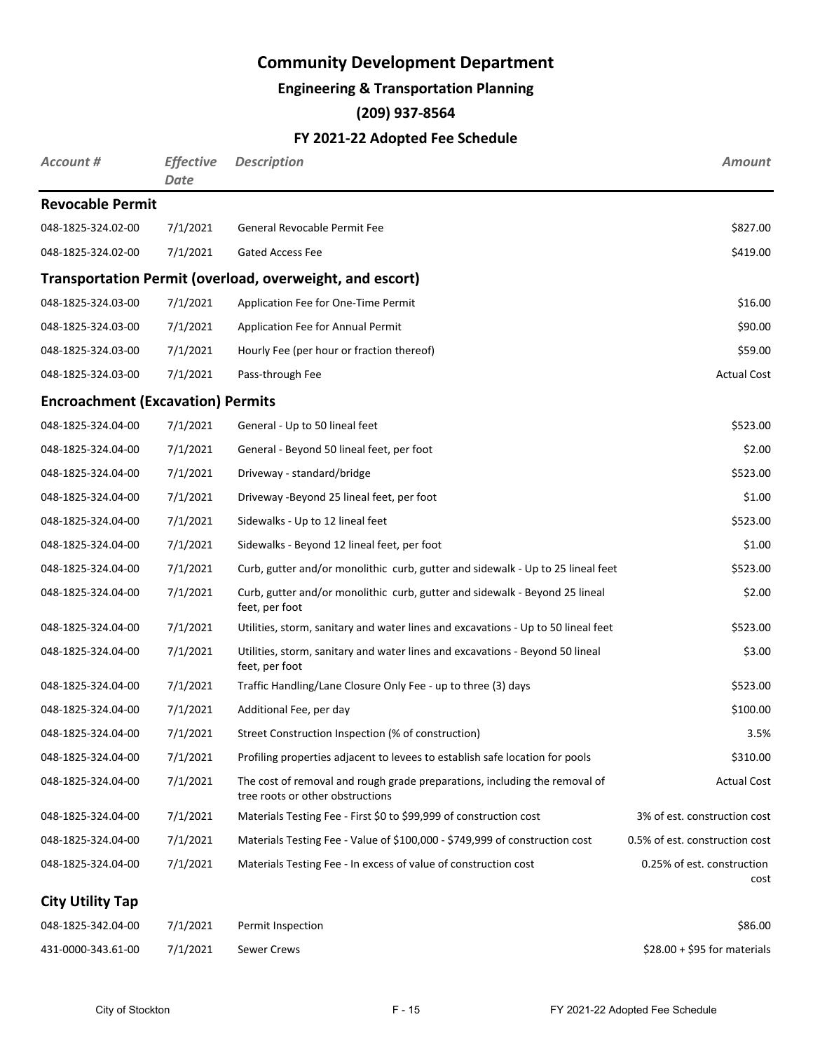# Community Development Department

## Engineering & Transportation Planning

## (209) 937-8564

## FY 2021-22 Adopted Fee Schedule

| *Account #* | *Effective Date* | *Description* | *Amount* |
|---|---|---|---|
| **Revocable Permit** | | | |
| 048-1825-324.02-00 | 7/1/2021 | General Revocable Permit Fee | $827.00 |
| 048-1825-324.02-00 | 7/1/2021 | Gated Access Fee | $419.00 |
| **Transportation Permit (overload, overweight, and escort)** | | | |
| 048-1825-324.03-00 | 7/1/2021 | Application Fee for One-Time Permit | $16.00 |
| 048-1825-324.03-00 | 7/1/2021 | Application Fee for Annual Permit | $90.00 |
| 048-1825-324.03-00 | 7/1/2021 | Hourly Fee (per hour or fraction thereof) | $59.00 |
| 048-1825-324.03-00 | 7/1/2021 | Pass-through Fee | Actual Cost |
| **Encroachment (Excavation) Permits** | | | |
| 048-1825-324.04-00 | 7/1/2021 | General - Up to 50 lineal feet | $523.00 |
| 048-1825-324.04-00 | 7/1/2021 | General - Beyond 50 lineal feet, per foot | $2.00 |
| 048-1825-324.04-00 | 7/1/2021 | Driveway - standard/bridge | $523.00 |
| 048-1825-324.04-00 | 7/1/2021 | Driveway -Beyond 25 lineal feet, per foot | $1.00 |
| 048-1825-324.04-00 | 7/1/2021 | Sidewalks - Up to 12 lineal feet | $523.00 |
| 048-1825-324.04-00 | 7/1/2021 | Sidewalks - Beyond 12 lineal feet, per foot | $1.00 |
| 048-1825-324.04-00 | 7/1/2021 | Curb, gutter and/or monolithic curb, gutter and sidewalk - Up to 25 lineal feet | $523.00 |
| 048-1825-324.04-00 | 7/1/2021 | Curb, gutter and/or monolithic curb, gutter and sidewalk - Beyond 25 lineal feet, per foot | $2.00 |
| 048-1825-324.04-00 | 7/1/2021 | Utilities, storm, sanitary and water lines and excavations - Up to 50 lineal feet | $523.00 |
| 048-1825-324.04-00 | 7/1/2021 | Utilities, storm, sanitary and water lines and excavations - Beyond 50 lineal feet, per foot | $3.00 |
| 048-1825-324.04-00 | 7/1/2021 | Traffic Handling/Lane Closure Only Fee - up to three (3) days | $523.00 |
| 048-1825-324.04-00 | 7/1/2021 | Additional Fee, per day | $100.00 |
| 048-1825-324.04-00 | 7/1/2021 | Street Construction Inspection (% of construction) | 3.5% |
| 048-1825-324.04-00 | 7/1/2021 | Profiling properties adjacent to levees to establish safe location for pools | $310.00 |
| 048-1825-324.04-00 | 7/1/2021 | The cost of removal and rough grade preparations, including the removal of tree roots or other obstructions | Actual Cost |
| 048-1825-324.04-00 | 7/1/2021 | Materials Testing Fee - First $0 to $99,999 of construction cost | 3% of est. construction cost |
| 048-1825-324.04-00 | 7/1/2021 | Materials Testing Fee - Value of $100,000 - $749,999 of construction cost | 0.5% of est. construction cost |
| 048-1825-324.04-00 | 7/1/2021 | Materials Testing Fee - In excess of value of construction cost | 0.25% of est. construction cost |
| **City Utility Tap** | | | |
| 048-1825-342.04-00 | 7/1/2021 | Permit Inspection | $86.00 |
| 431-0000-343.61-00 | 7/1/2021 | Sewer Crews | $28.00 + $95 for materials |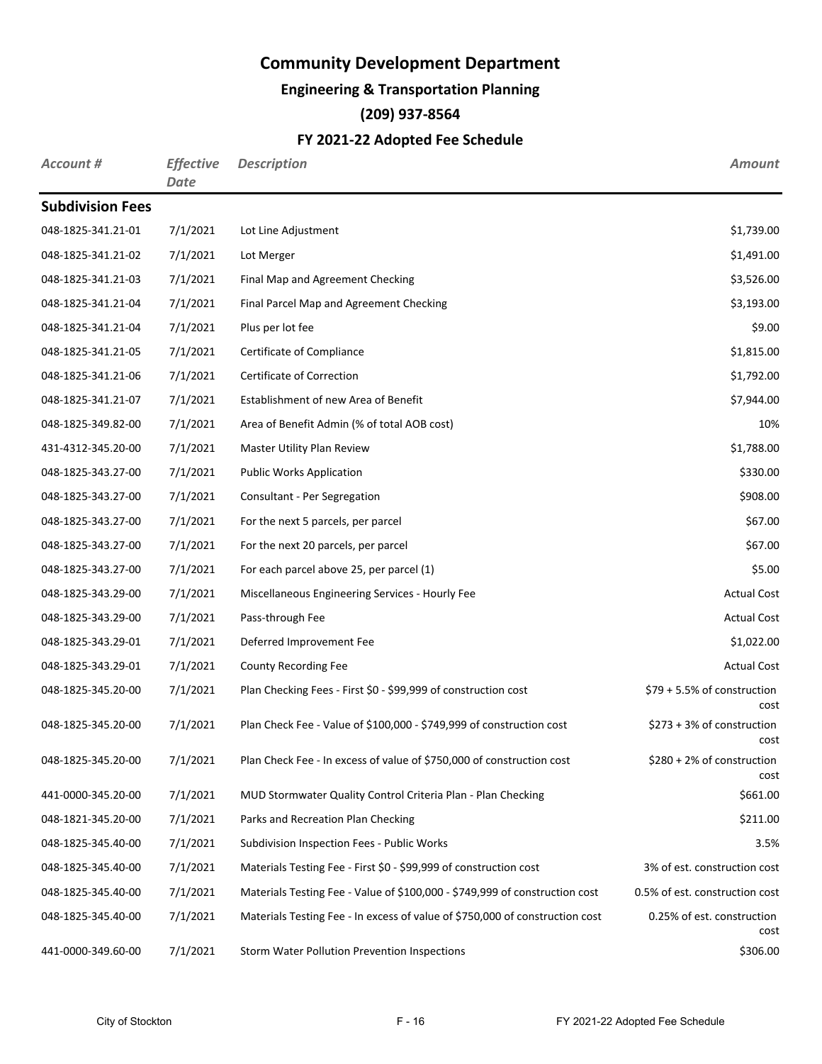# Community Development Department

## Engineering & Transportation Planning

### (209) 937-8564

### FY 2021-22 Adopted Fee Schedule

| *Account #* | *Effective Date* | *Description* | *Amount* |
|---|---|---|---|
| **Subdivision Fees** | | | |
| 048-1825-341.21-01 | 7/1/2021 | Lot Line Adjustment | $1,739.00 |
| 048-1825-341.21-02 | 7/1/2021 | Lot Merger | $1,491.00 |
| 048-1825-341.21-03 | 7/1/2021 | Final Map and Agreement Checking | $3,526.00 |
| 048-1825-341.21-04 | 7/1/2021 | Final Parcel Map and Agreement Checking | $3,193.00 |
| 048-1825-341.21-04 | 7/1/2021 | Plus per lot fee | $9.00 |
| 048-1825-341.21-05 | 7/1/2021 | Certificate of Compliance | $1,815.00 |
| 048-1825-341.21-06 | 7/1/2021 | Certificate of Correction | $1,792.00 |
| 048-1825-341.21-07 | 7/1/2021 | Establishment of new Area of Benefit | $7,944.00 |
| 048-1825-349.82-00 | 7/1/2021 | Area of Benefit Admin (% of total AOB cost) | 10% |
| 431-4312-345.20-00 | 7/1/2021 | Master Utility Plan Review | $1,788.00 |
| 048-1825-343.27-00 | 7/1/2021 | Public Works Application | $330.00 |
| 048-1825-343.27-00 | 7/1/2021 | Consultant - Per Segregation | $908.00 |
| 048-1825-343.27-00 | 7/1/2021 | For the next 5 parcels, per parcel | $67.00 |
| 048-1825-343.27-00 | 7/1/2021 | For the next 20 parcels, per parcel | $67.00 |
| 048-1825-343.27-00 | 7/1/2021 | For each parcel above 25, per parcel (1) | $5.00 |
| 048-1825-343.29-00 | 7/1/2021 | Miscellaneous Engineering Services - Hourly Fee | Actual Cost |
| 048-1825-343.29-00 | 7/1/2021 | Pass-through Fee | Actual Cost |
| 048-1825-343.29-01 | 7/1/2021 | Deferred Improvement Fee | $1,022.00 |
| 048-1825-343.29-01 | 7/1/2021 | County Recording Fee | Actual Cost |
| 048-1825-345.20-00 | 7/1/2021 | Plan Checking Fees - First $0 - $99,999 of construction cost | $79 + 5.5% of construction cost |
| 048-1825-345.20-00 | 7/1/2021 | Plan Check Fee - Value of $100,000 - $749,999 of construction cost | $273 + 3% of construction cost |
| 048-1825-345.20-00 | 7/1/2021 | Plan Check Fee - In excess of value of $750,000 of construction cost | $280 + 2% of construction cost |
| 441-0000-345.20-00 | 7/1/2021 | MUD Stormwater Quality Control Criteria Plan - Plan Checking | $661.00 |
| 048-1821-345.20-00 | 7/1/2021 | Parks and Recreation Plan Checking | $211.00 |
| 048-1825-345.40-00 | 7/1/2021 | Subdivision Inspection Fees - Public Works | 3.5% |
| 048-1825-345.40-00 | 7/1/2021 | Materials Testing Fee - First $0 - $99,999 of construction cost | 3% of est. construction cost |
| 048-1825-345.40-00 | 7/1/2021 | Materials Testing Fee - Value of $100,000 - $749,999 of construction cost | 0.5% of est. construction cost |
| 048-1825-345.40-00 | 7/1/2021 | Materials Testing Fee - In excess of value of $750,000 of construction cost | 0.25% of est. construction cost |
| 441-0000-349.60-00 | 7/1/2021 | Storm Water Pollution Prevention Inspections | $306.00 |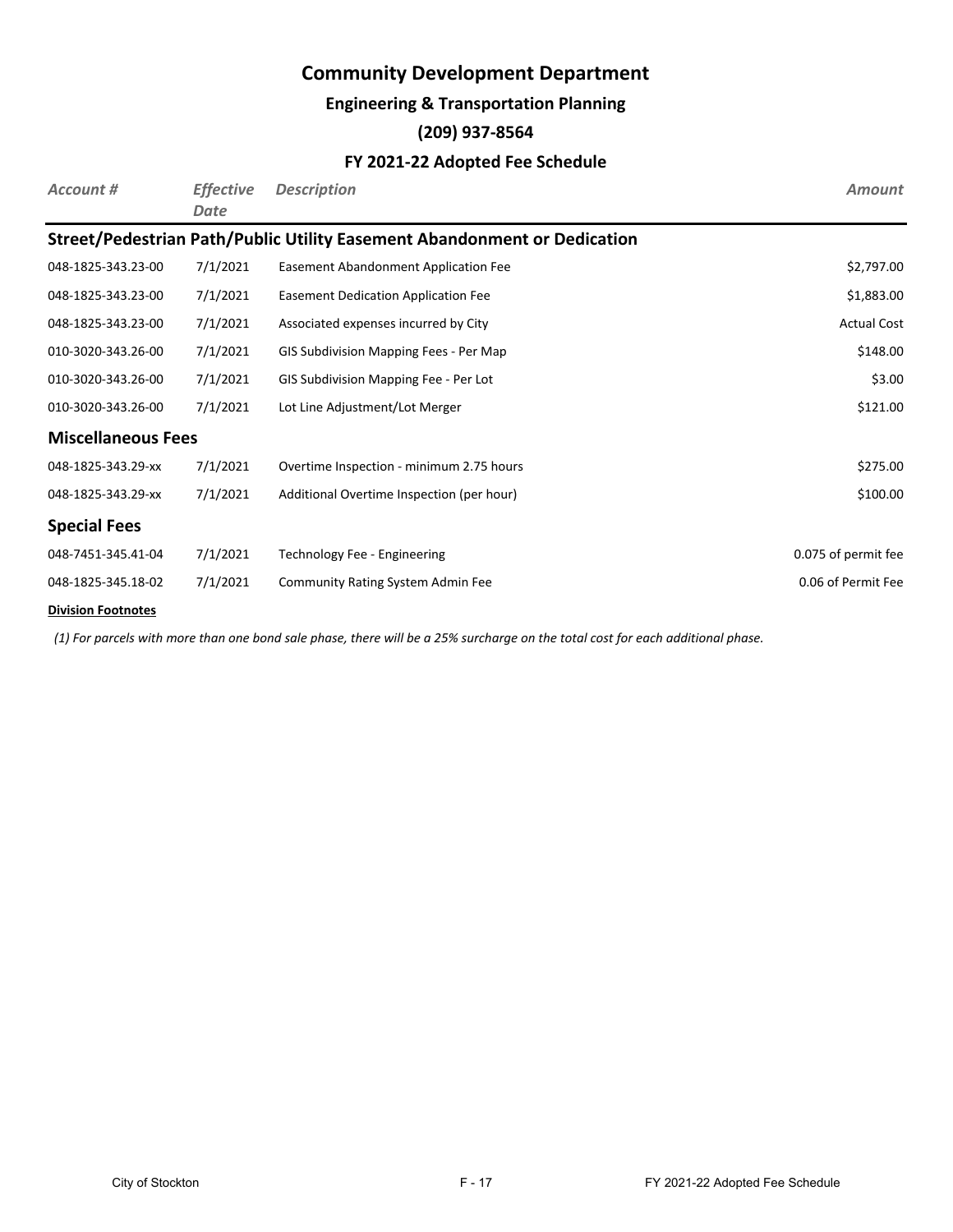# Community Development Department

## Engineering & Transportation Planning

## (209) 937-8564

## FY 2021-22 Adopted Fee Schedule

| *Account #* | *Effective Date* | *Description* | *Amount* |
|---|---|---|---|
| **Street/Pedestrian Path/Public Utility Easement Abandonment or Dedication** | | | |
| 048-1825-343.23-00 | 7/1/2021 | Easement Abandonment Application Fee | $2,797.00 |
| 048-1825-343.23-00 | 7/1/2021 | Easement Dedication Application Fee | $1,883.00 |
| 048-1825-343.23-00 | 7/1/2021 | Associated expenses incurred by City | Actual Cost |
| 010-3020-343.26-00 | 7/1/2021 | GIS Subdivision Mapping Fees - Per Map | $148.00 |
| 010-3020-343.26-00 | 7/1/2021 | GIS Subdivision Mapping Fee - Per Lot | $3.00 |
| 010-3020-343.26-00 | 7/1/2021 | Lot Line Adjustment/Lot Merger | $121.00 |
| **Miscellaneous Fees** | | | |
| 048-1825-343.29-xx | 7/1/2021 | Overtime Inspection - minimum 2.75 hours | $275.00 |
| 048-1825-343.29-xx | 7/1/2021 | Additional Overtime Inspection (per hour) | $100.00 |
| **Special Fees** | | | |
| 048-7451-345.41-04 | 7/1/2021 | Technology Fee - Engineering | 0.075 of permit fee |
| 048-1825-345.18-02 | 7/1/2021 | Community Rating System Admin Fee | 0.06 of Permit Fee |

**Division Footnotes**

*(1) For parcels with more than one bond sale phase, there will be a 25% surcharge on the total cost for each additional phase.*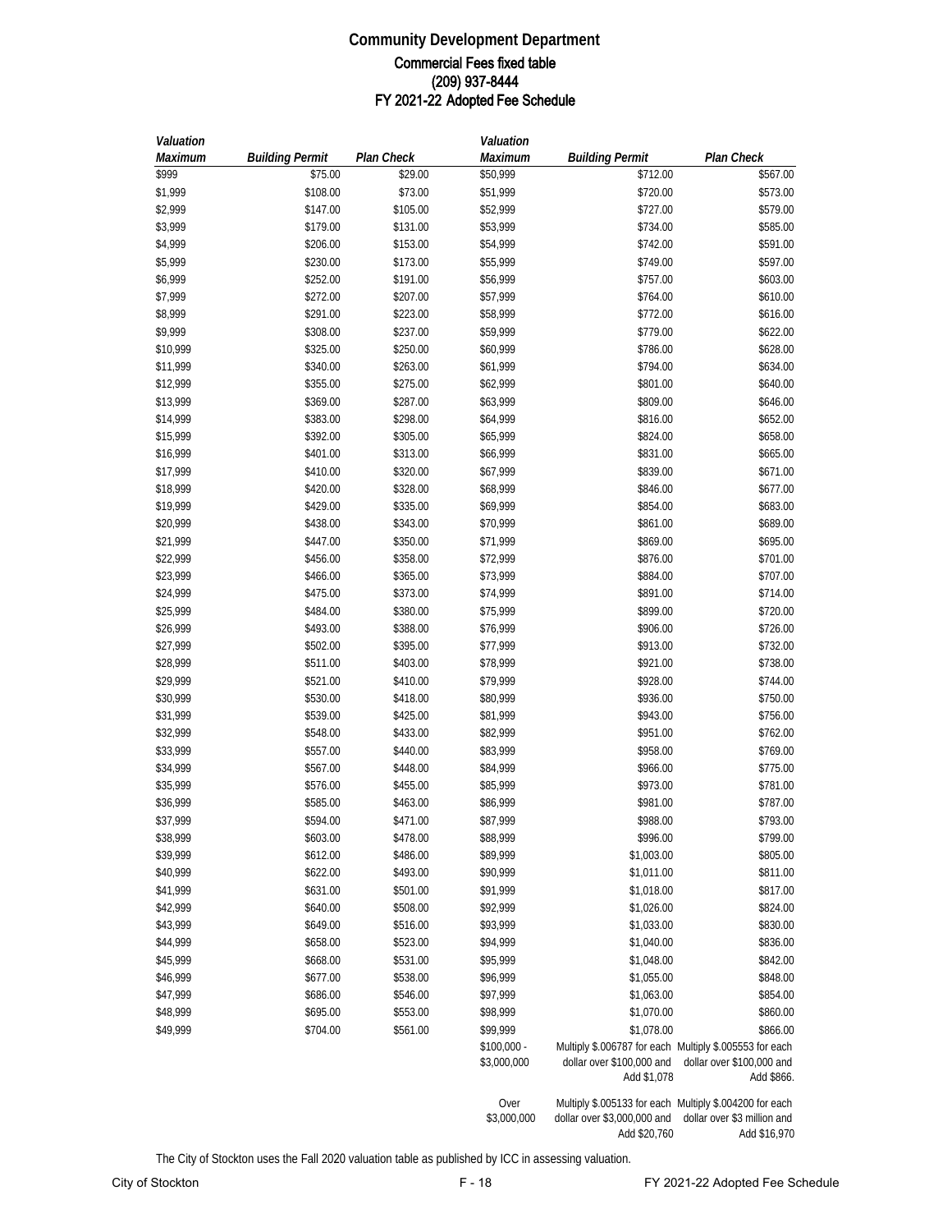# Community Development Department

## Commercial Fees fixed table

## (209) 937-8444

## FY 2021-22 Adopted Fee Schedule

| *Valuation Maximum* | *Building Permit* | *Plan Check* | *Valuation Maximum* | *Building Permit* | *Plan Check* |
|---|---|---|---|---|---|
| $999 | $75.00 | $29.00 | $50,999 | $712.00 | $567.00 |
| $1,999 | $108.00 | $73.00 | $51,999 | $720.00 | $573.00 |
| $2,999 | $147.00 | $105.00 | $52,999 | $727.00 | $579.00 |
| $3,999 | $179.00 | $131.00 | $53,999 | $734.00 | $585.00 |
| $4,999 | $206.00 | $153.00 | $54,999 | $742.00 | $591.00 |
| $5,999 | $230.00 | $173.00 | $55,999 | $749.00 | $597.00 |
| $6,999 | $252.00 | $191.00 | $56,999 | $757.00 | $603.00 |
| $7,999 | $272.00 | $207.00 | $57,999 | $764.00 | $610.00 |
| $8,999 | $291.00 | $223.00 | $58,999 | $772.00 | $616.00 |
| $9,999 | $308.00 | $237.00 | $59,999 | $779.00 | $622.00 |
| $10,999 | $325.00 | $250.00 | $60,999 | $786.00 | $628.00 |
| $11,999 | $340.00 | $263.00 | $61,999 | $794.00 | $634.00 |
| $12,999 | $355.00 | $275.00 | $62,999 | $801.00 | $640.00 |
| $13,999 | $369.00 | $287.00 | $63,999 | $809.00 | $646.00 |
| $14,999 | $383.00 | $298.00 | $64,999 | $816.00 | $652.00 |
| $15,999 | $392.00 | $305.00 | $65,999 | $824.00 | $658.00 |
| $16,999 | $401.00 | $313.00 | $66,999 | $831.00 | $665.00 |
| $17,999 | $410.00 | $320.00 | $67,999 | $839.00 | $671.00 |
| $18,999 | $420.00 | $328.00 | $68,999 | $846.00 | $677.00 |
| $19,999 | $429.00 | $335.00 | $69,999 | $854.00 | $683.00 |
| $20,999 | $438.00 | $343.00 | $70,999 | $861.00 | $689.00 |
| $21,999 | $447.00 | $350.00 | $71,999 | $869.00 | $695.00 |
| $22,999 | $456.00 | $358.00 | $72,999 | $876.00 | $701.00 |
| $23,999 | $466.00 | $365.00 | $73,999 | $884.00 | $707.00 |
| $24,999 | $475.00 | $373.00 | $74,999 | $891.00 | $714.00 |
| $25,999 | $484.00 | $380.00 | $75,999 | $899.00 | $720.00 |
| $26,999 | $493.00 | $388.00 | $76,999 | $906.00 | $726.00 |
| $27,999 | $502.00 | $395.00 | $77,999 | $913.00 | $732.00 |
| $28,999 | $511.00 | $403.00 | $78,999 | $921.00 | $738.00 |
| $29,999 | $521.00 | $410.00 | $79,999 | $928.00 | $744.00 |
| $30,999 | $530.00 | $418.00 | $80,999 | $936.00 | $750.00 |
| $31,999 | $539.00 | $425.00 | $81,999 | $943.00 | $756.00 |
| $32,999 | $548.00 | $433.00 | $82,999 | $951.00 | $762.00 |
| $33,999 | $557.00 | $440.00 | $83,999 | $958.00 | $769.00 |
| $34,999 | $567.00 | $448.00 | $84,999 | $966.00 | $775.00 |
| $35,999 | $576.00 | $455.00 | $85,999 | $973.00 | $781.00 |
| $36,999 | $585.00 | $463.00 | $86,999 | $981.00 | $787.00 |
| $37,999 | $594.00 | $471.00 | $87,999 | $988.00 | $793.00 |
| $38,999 | $603.00 | $478.00 | $88,999 | $996.00 | $799.00 |
| $39,999 | $612.00 | $486.00 | $89,999 | $1,003.00 | $805.00 |
| $40,999 | $622.00 | $493.00 | $90,999 | $1,011.00 | $811.00 |
| $41,999 | $631.00 | $501.00 | $91,999 | $1,018.00 | $817.00 |
| $42,999 | $640.00 | $508.00 | $92,999 | $1,026.00 | $824.00 |
| $43,999 | $649.00 | $516.00 | $93,999 | $1,033.00 | $830.00 |
| $44,999 | $658.00 | $523.00 | $94,999 | $1,040.00 | $836.00 |
| $45,999 | $668.00 | $531.00 | $95,999 | $1,048.00 | $842.00 |
| $46,999 | $677.00 | $538.00 | $96,999 | $1,055.00 | $848.00 |
| $47,999 | $686.00 | $546.00 | $97,999 | $1,063.00 | $854.00 |
| $48,999 | $695.00 | $553.00 | $98,999 | $1,070.00 | $860.00 |
| $49,999 | $704.00 | $561.00 | $99,999 | $1,078.00 | $866.00 |
| | | | $100,000 - $3,000,000 | Multiply $.006787 for each dollar over $100,000 and Add $1,078 | Multiply $.005553 for each dollar over $100,000 and Add $866. |
| | | | Over $3,000,000 | Multiply $.005133 for each dollar over $3,000,000 and Add $20,760 | Multiply $.004200 for each dollar over $3 million and Add $16,970 |

The City of Stockton uses the Fall 2020 valuation table as published by ICC in assessing valuation.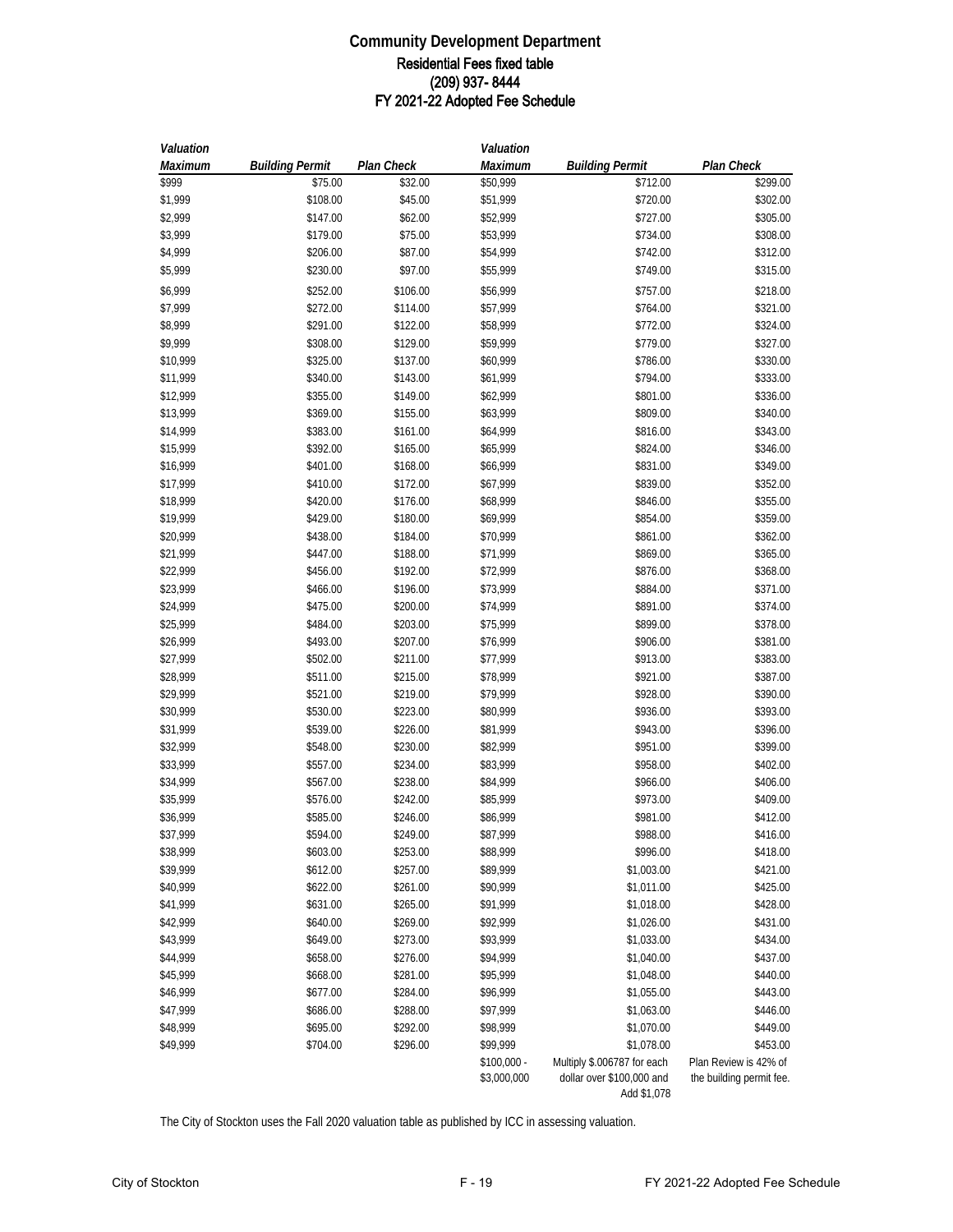# Community Development Department

## Residential Fees fixed table

## (209) 937- 8444

## FY 2021-22 Adopted Fee Schedule

| *Valuation Maximum* | *Building Permit* | *Plan Check* | *Valuation Maximum* | *Building Permit* | *Plan Check* |
|---|---|---|---|---|---|
| $999 | $75.00 | $32.00 | $50,999 | $712.00 | $299.00 |
| $1,999 | $108.00 | $45.00 | $51,999 | $720.00 | $302.00 |
| $2,999 | $147.00 | $62.00 | $52,999 | $727.00 | $305.00 |
| $3,999 | $179.00 | $75.00 | $53,999 | $734.00 | $308.00 |
| $4,999 | $206.00 | $87.00 | $54,999 | $742.00 | $312.00 |
| $5,999 | $230.00 | $97.00 | $55,999 | $749.00 | $315.00 |
| $6,999 | $252.00 | $106.00 | $56,999 | $757.00 | $218.00 |
| $7,999 | $272.00 | $114.00 | $57,999 | $764.00 | $321.00 |
| $8,999 | $291.00 | $122.00 | $58,999 | $772.00 | $324.00 |
| $9,999 | $308.00 | $129.00 | $59,999 | $779.00 | $327.00 |
| $10,999 | $325.00 | $137.00 | $60,999 | $786.00 | $330.00 |
| $11,999 | $340.00 | $143.00 | $61,999 | $794.00 | $333.00 |
| $12,999 | $355.00 | $149.00 | $62,999 | $801.00 | $336.00 |
| $13,999 | $369.00 | $155.00 | $63,999 | $809.00 | $340.00 |
| $14,999 | $383.00 | $161.00 | $64,999 | $816.00 | $343.00 |
| $15,999 | $392.00 | $165.00 | $65,999 | $824.00 | $346.00 |
| $16,999 | $401.00 | $168.00 | $66,999 | $831.00 | $349.00 |
| $17,999 | $410.00 | $172.00 | $67,999 | $839.00 | $352.00 |
| $18,999 | $420.00 | $176.00 | $68,999 | $846.00 | $355.00 |
| $19,999 | $429.00 | $180.00 | $69,999 | $854.00 | $359.00 |
| $20,999 | $438.00 | $184.00 | $70,999 | $861.00 | $362.00 |
| $21,999 | $447.00 | $188.00 | $71,999 | $869.00 | $365.00 |
| $22,999 | $456.00 | $192.00 | $72,999 | $876.00 | $368.00 |
| $23,999 | $466.00 | $196.00 | $73,999 | $884.00 | $371.00 |
| $24,999 | $475.00 | $200.00 | $74,999 | $891.00 | $374.00 |
| $25,999 | $484.00 | $203.00 | $75,999 | $899.00 | $378.00 |
| $26,999 | $493.00 | $207.00 | $76,999 | $906.00 | $381.00 |
| $27,999 | $502.00 | $211.00 | $77,999 | $913.00 | $383.00 |
| $28,999 | $511.00 | $215.00 | $78,999 | $921.00 | $387.00 |
| $29,999 | $521.00 | $219.00 | $79,999 | $928.00 | $390.00 |
| $30,999 | $530.00 | $223.00 | $80,999 | $936.00 | $393.00 |
| $31,999 | $539.00 | $226.00 | $81,999 | $943.00 | $396.00 |
| $32,999 | $548.00 | $230.00 | $82,999 | $951.00 | $399.00 |
| $33,999 | $557.00 | $234.00 | $83,999 | $958.00 | $402.00 |
| $34,999 | $567.00 | $238.00 | $84,999 | $966.00 | $406.00 |
| $35,999 | $576.00 | $242.00 | $85,999 | $973.00 | $409.00 |
| $36,999 | $585.00 | $246.00 | $86,999 | $981.00 | $412.00 |
| $37,999 | $594.00 | $249.00 | $87,999 | $988.00 | $416.00 |
| $38,999 | $603.00 | $253.00 | $88,999 | $996.00 | $418.00 |
| $39,999 | $612.00 | $257.00 | $89,999 | $1,003.00 | $421.00 |
| $40,999 | $622.00 | $261.00 | $90,999 | $1,011.00 | $425.00 |
| $41,999 | $631.00 | $265.00 | $91,999 | $1,018.00 | $428.00 |
| $42,999 | $640.00 | $269.00 | $92,999 | $1,026.00 | $431.00 |
| $43,999 | $649.00 | $273.00 | $93,999 | $1,033.00 | $434.00 |
| $44,999 | $658.00 | $276.00 | $94,999 | $1,040.00 | $437.00 |
| $45,999 | $668.00 | $281.00 | $95,999 | $1,048.00 | $440.00 |
| $46,999 | $677.00 | $284.00 | $96,999 | $1,055.00 | $443.00 |
| $47,999 | $686.00 | $288.00 | $97,999 | $1,063.00 | $446.00 |
| $48,999 | $695.00 | $292.00 | $98,999 | $1,070.00 | $449.00 |
| $49,999 | $704.00 | $296.00 | $99,999 | $1,078.00 | $453.00 |
| | | | $100,000 - $3,000,000 | Multiply $.006787 for each dollar over $100,000 and Add $1,078 | Plan Review is 42% of the building permit fee. |

The City of Stockton uses the Fall 2020 valuation table as published by ICC in assessing valuation.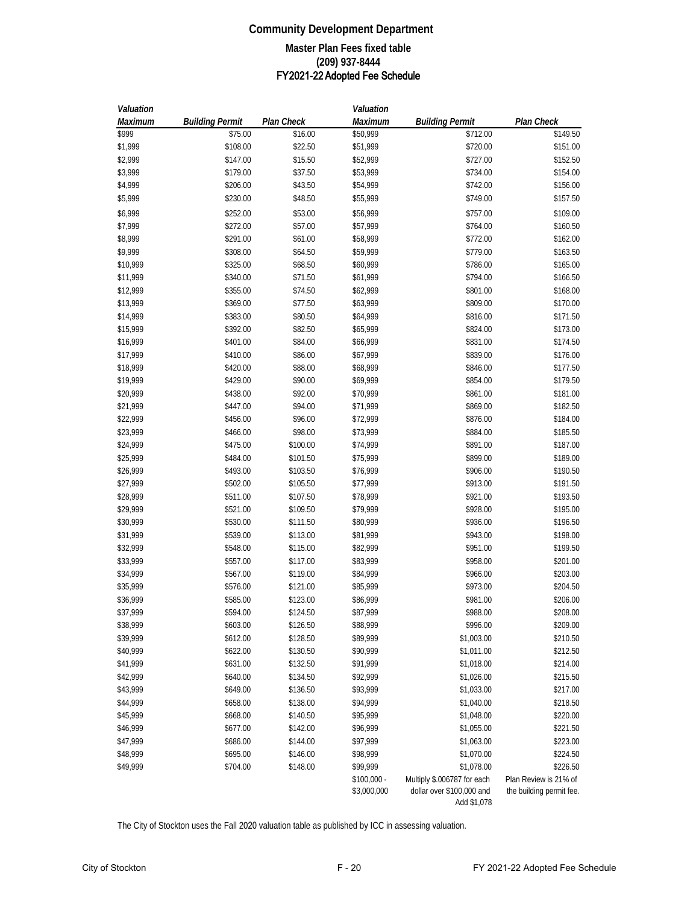# Community Development Department

## Master Plan Fees fixed table
## (209) 937-8444
## FY2021-22 Adopted Fee Schedule

| *Valuation Maximum* | *Building Permit* | *Plan Check* | *Valuation Maximum* | *Building Permit* | *Plan Check* |
|---|---|---|---|---|---|
| $999 | $75.00 | $16.00 | $50,999 | $712.00 | $149.50 |
| $1,999 | $108.00 | $22.50 | $51,999 | $720.00 | $151.00 |
| $2,999 | $147.00 | $15.50 | $52,999 | $727.00 | $152.50 |
| $3,999 | $179.00 | $37.50 | $53,999 | $734.00 | $154.00 |
| $4,999 | $206.00 | $43.50 | $54,999 | $742.00 | $156.00 |
| $5,999 | $230.00 | $48.50 | $55,999 | $749.00 | $157.50 |
| $6,999 | $252.00 | $53.00 | $56,999 | $757.00 | $109.00 |
| $7,999 | $272.00 | $57.00 | $57,999 | $764.00 | $160.50 |
| $8,999 | $291.00 | $61.00 | $58,999 | $772.00 | $162.00 |
| $9,999 | $308.00 | $64.50 | $59,999 | $779.00 | $163.50 |
| $10,999 | $325.00 | $68.50 | $60,999 | $786.00 | $165.00 |
| $11,999 | $340.00 | $71.50 | $61,999 | $794.00 | $166.50 |
| $12,999 | $355.00 | $74.50 | $62,999 | $801.00 | $168.00 |
| $13,999 | $369.00 | $77.50 | $63,999 | $809.00 | $170.00 |
| $14,999 | $383.00 | $80.50 | $64,999 | $816.00 | $171.50 |
| $15,999 | $392.00 | $82.50 | $65,999 | $824.00 | $173.00 |
| $16,999 | $401.00 | $84.00 | $66,999 | $831.00 | $174.50 |
| $17,999 | $410.00 | $86.00 | $67,999 | $839.00 | $176.00 |
| $18,999 | $420.00 | $88.00 | $68,999 | $846.00 | $177.50 |
| $19,999 | $429.00 | $90.00 | $69,999 | $854.00 | $179.50 |
| $20,999 | $438.00 | $92.00 | $70,999 | $861.00 | $181.00 |
| $21,999 | $447.00 | $94.00 | $71,999 | $869.00 | $182.50 |
| $22,999 | $456.00 | $96.00 | $72,999 | $876.00 | $184.00 |
| $23,999 | $466.00 | $98.00 | $73,999 | $884.00 | $185.50 |
| $24,999 | $475.00 | $100.00 | $74,999 | $891.00 | $187.00 |
| $25,999 | $484.00 | $101.50 | $75,999 | $899.00 | $189.00 |
| $26,999 | $493.00 | $103.50 | $76,999 | $906.00 | $190.50 |
| $27,999 | $502.00 | $105.50 | $77,999 | $913.00 | $191.50 |
| $28,999 | $511.00 | $107.50 | $78,999 | $921.00 | $193.50 |
| $29,999 | $521.00 | $109.50 | $79,999 | $928.00 | $195.00 |
| $30,999 | $530.00 | $111.50 | $80,999 | $936.00 | $196.50 |
| $31,999 | $539.00 | $113.00 | $81,999 | $943.00 | $198.00 |
| $32,999 | $548.00 | $115.00 | $82,999 | $951.00 | $199.50 |
| $33,999 | $557.00 | $117.00 | $83,999 | $958.00 | $201.00 |
| $34,999 | $567.00 | $119.00 | $84,999 | $966.00 | $203.00 |
| $35,999 | $576.00 | $121.00 | $85,999 | $973.00 | $204.50 |
| $36,999 | $585.00 | $123.00 | $86,999 | $981.00 | $206.00 |
| $37,999 | $594.00 | $124.50 | $87,999 | $988.00 | $208.00 |
| $38,999 | $603.00 | $126.50 | $88,999 | $996.00 | $209.00 |
| $39,999 | $612.00 | $128.50 | $89,999 | $1,003.00 | $210.50 |
| $40,999 | $622.00 | $130.50 | $90,999 | $1,011.00 | $212.50 |
| $41,999 | $631.00 | $132.50 | $91,999 | $1,018.00 | $214.00 |
| $42,999 | $640.00 | $134.50 | $92,999 | $1,026.00 | $215.50 |
| $43,999 | $649.00 | $136.50 | $93,999 | $1,033.00 | $217.00 |
| $44,999 | $658.00 | $138.00 | $94,999 | $1,040.00 | $218.50 |
| $45,999 | $668.00 | $140.50 | $95,999 | $1,048.00 | $220.00 |
| $46,999 | $677.00 | $142.00 | $96,999 | $1,055.00 | $221.50 |
| $47,999 | $686.00 | $144.00 | $97,999 | $1,063.00 | $223.00 |
| $48,999 | $695.00 | $146.00 | $98,999 | $1,070.00 | $224.50 |
| $49,999 | $704.00 | $148.00 | $99,999 | $1,078.00 | $226.50 |
| | | | $100,000 - $3,000,000 | Multiply $.006787 for each dollar over $100,000 and Add $1,078 | Plan Review is 21% of the building permit fee. |

The City of Stockton uses the Fall 2020 valuation table as published by ICC in assessing valuation.